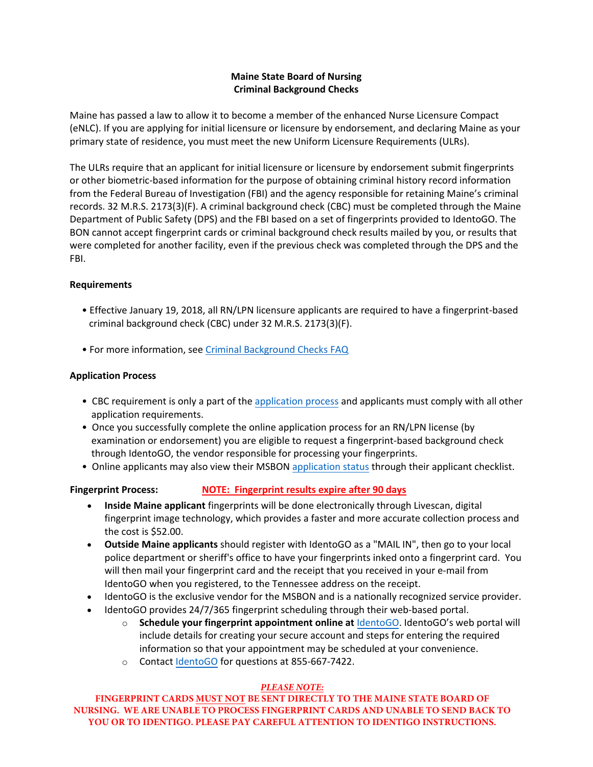# Maine State Board of Nursing
## Criminal Background Checks

Maine has passed a law to allow it to become a member of the enhanced Nurse Licensure Compact (eNLC). If you are applying for initial licensure or licensure by endorsement, and declaring Maine as your primary state of residence, you must meet the new Uniform Licensure Requirements (ULRs).

The ULRs require that an applicant for initial licensure or licensure by endorsement submit fingerprints or other biometric-based information for the purpose of obtaining criminal history record information from the Federal Bureau of Investigation (FBI) and the agency responsible for retaining Maine's criminal records. 32 M.R.S. 2173(3)(F). A criminal background check (CBC) must be completed through the Maine Department of Public Safety (DPS) and the FBI based on a set of fingerprints provided to IdentoGO. The BON cannot accept fingerprint cards or criminal background check results mailed by you, or results that were completed for another facility, even if the previous check was completed through the DPS and the FBI.

**Requirements**

- Effective January 19, 2018, all RN/LPN licensure applicants are required to have a fingerprint-based criminal background check (CBC) under 32 M.R.S. 2173(3)(F).
- For more information, see Criminal Background Checks FAQ

**Application Process**

- CBC requirement is only a part of the application process and applicants must comply with all other application requirements.
- Once you successfully complete the online application process for an RN/LPN license (by examination or endorsement) you are eligible to request a fingerprint-based background check through IdentoGO, the vendor responsible for processing your fingerprints.
- Online applicants may also view their MSBON application status through their applicant checklist.

**Fingerprint Process:** **NOTE: Fingerprint results expire after 90 days**

- **Inside Maine applicant** fingerprints will be done electronically through Livescan, digital fingerprint image technology, which provides a faster and more accurate collection process and the cost is $52.00.
- **Outside Maine applicants** should register with IdentoGO as a "MAIL IN", then go to your local police department or sheriff's office to have your fingerprints inked onto a fingerprint card. You will then mail your fingerprint card and the receipt that you received in your e-mail from IdentoGO when you registered, to the Tennessee address on the receipt.
- IdentoGO is the exclusive vendor for the MSBON and is a nationally recognized service provider.
- IdentoGO provides 24/7/365 fingerprint scheduling through their web-based portal.
  - **Schedule your fingerprint appointment online at** IdentoGO. IdentoGO's web portal will include details for creating your secure account and steps for entering the required information so that your appointment may be scheduled at your convenience.
  - Contact IdentoGO for questions at 855-667-7422.

***PLEASE NOTE:***

**FINGERPRINT CARDS MUST NOT BE SENT DIRECTLY TO THE MAINE STATE BOARD OF NURSING. WE ARE UNABLE TO PROCESS FINGERPRINT CARDS AND UNABLE TO SEND BACK TO YOU OR TO IDENTIGO. PLEASE PAY CAREFUL ATTENTION TO IDENTIGO INSTRUCTIONS.**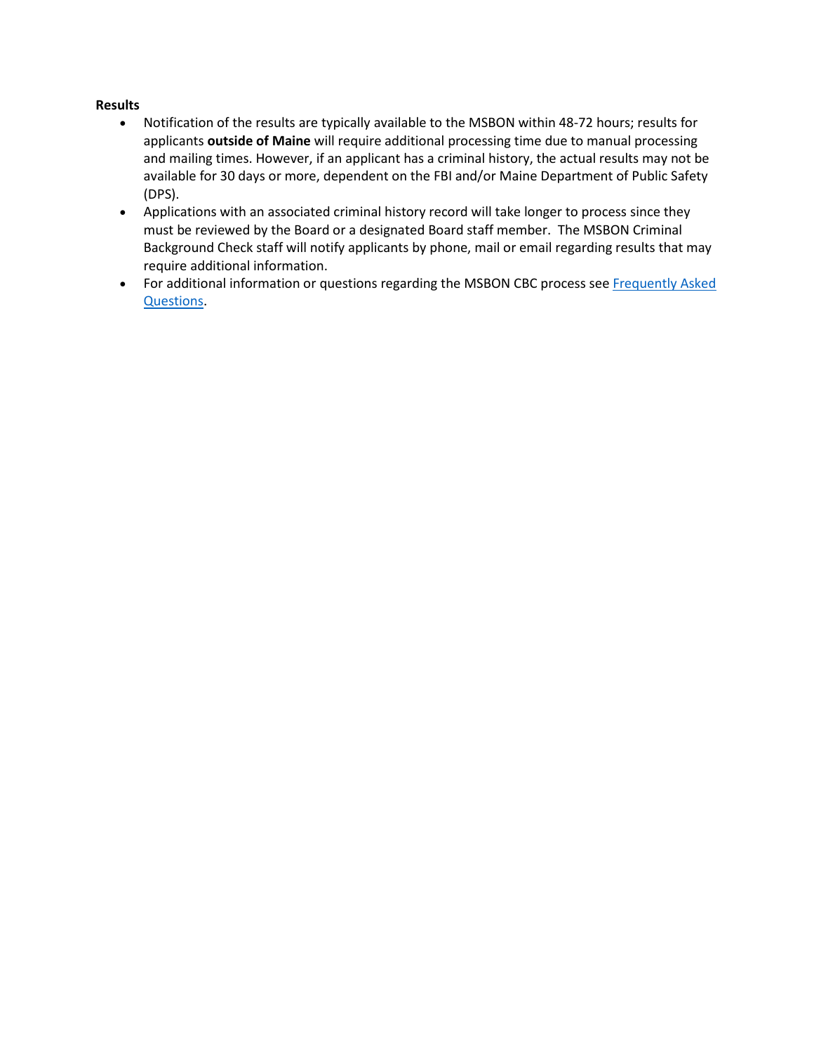**Results**

- Notification of the results are typically available to the MSBON within 48-72 hours; results for applicants **outside of Maine** will require additional processing time due to manual processing and mailing times. However, if an applicant has a criminal history, the actual results may not be available for 30 days or more, dependent on the FBI and/or Maine Department of Public Safety (DPS).
- Applications with an associated criminal history record will take longer to process since they must be reviewed by the Board or a designated Board staff member. The MSBON Criminal Background Check staff will notify applicants by phone, mail or email regarding results that may require additional information.
- For additional information or questions regarding the MSBON CBC process see Frequently Asked Questions.